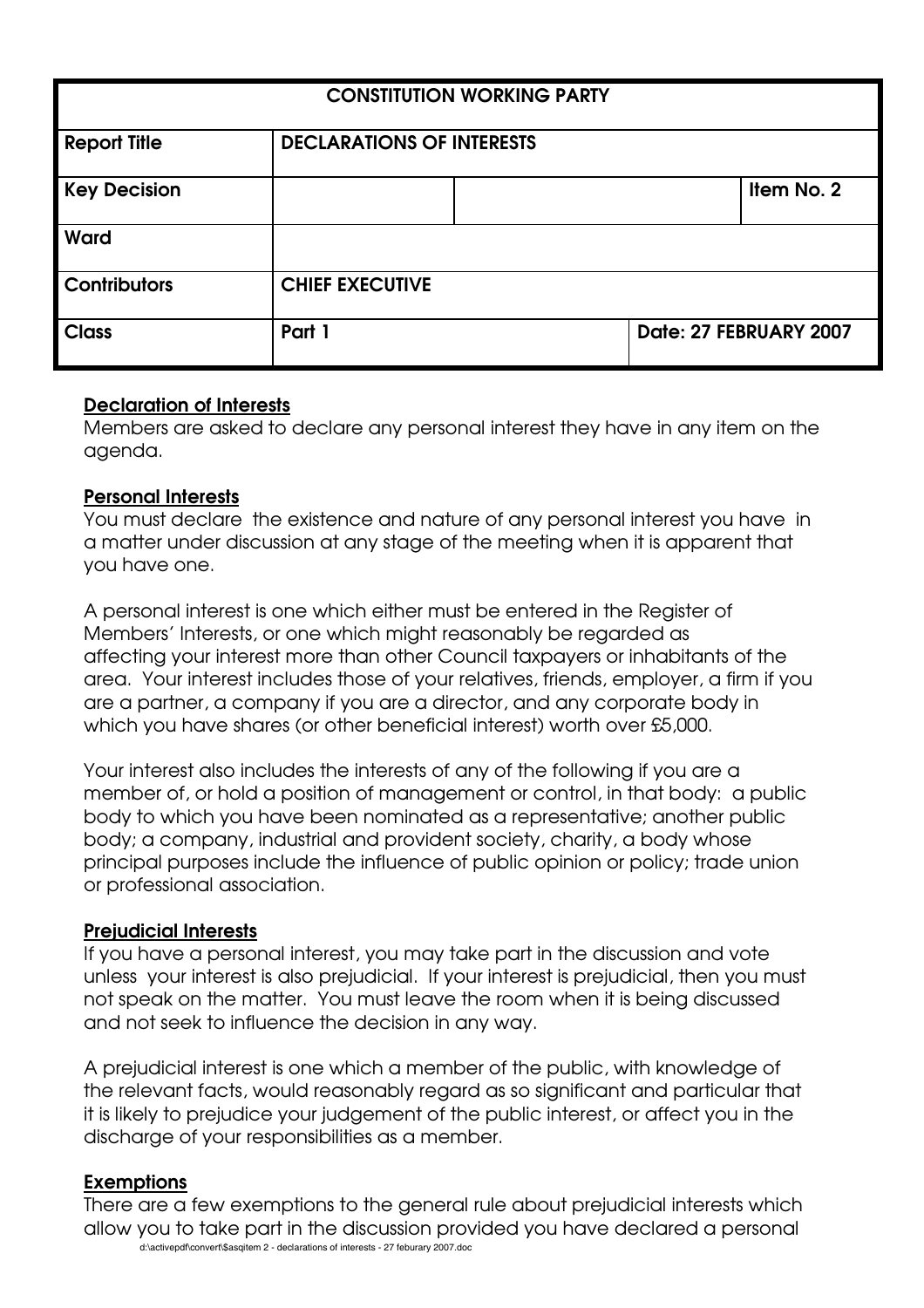| CONSTITUTION WORKING PARTY | | | |
|---|---|---|---|
| **Report Title** | **DECLARATIONS OF INTERESTS** | | |
| **Key Decision** | | | **Item No. 2** |
| **Ward** | | | |
| **Contributors** | **CHIEF EXECUTIVE** | | |
| **Class** | **Part 1** | | **Date: 27 FEBRUARY 2007** |

**Declaration of Interests**

Members are asked to declare any personal interest they have in any item on the agenda.

**Personal Interests**

You must declare the existence and nature of any personal interest you have in a matter under discussion at any stage of the meeting when it is apparent that you have one.

A personal interest is one which either must be entered in the Register of Members' Interests, or one which might reasonably be regarded as affecting your interest more than other Council taxpayers or inhabitants of the area. Your interest includes those of your relatives, friends, employer, a firm if you are a partner, a company if you are a director, and any corporate body in which you have shares (or other beneficial interest) worth over £5,000.

Your interest also includes the interests of any of the following if you are a member of, or hold a position of management or control, in that body: a public body to which you have been nominated as a representative; another public body; a company, industrial and provident society, charity, a body whose principal purposes include the influence of public opinion or policy; trade union or professional association.

**Prejudicial Interests**

If you have a personal interest, you may take part in the discussion and vote unless your interest is also prejudicial. If your interest is prejudicial, then you must not speak on the matter. You must leave the room when it is being discussed and not seek to influence the decision in any way.

A prejudicial interest is one which a member of the public, with knowledge of the relevant facts, would reasonably regard as so significant and particular that it is likely to prejudice your judgement of the public interest, or affect you in the discharge of your responsibilities as a member.

**Exemptions**

There are a few exemptions to the general rule about prejudicial interests which allow you to take part in the discussion provided you have declared a personal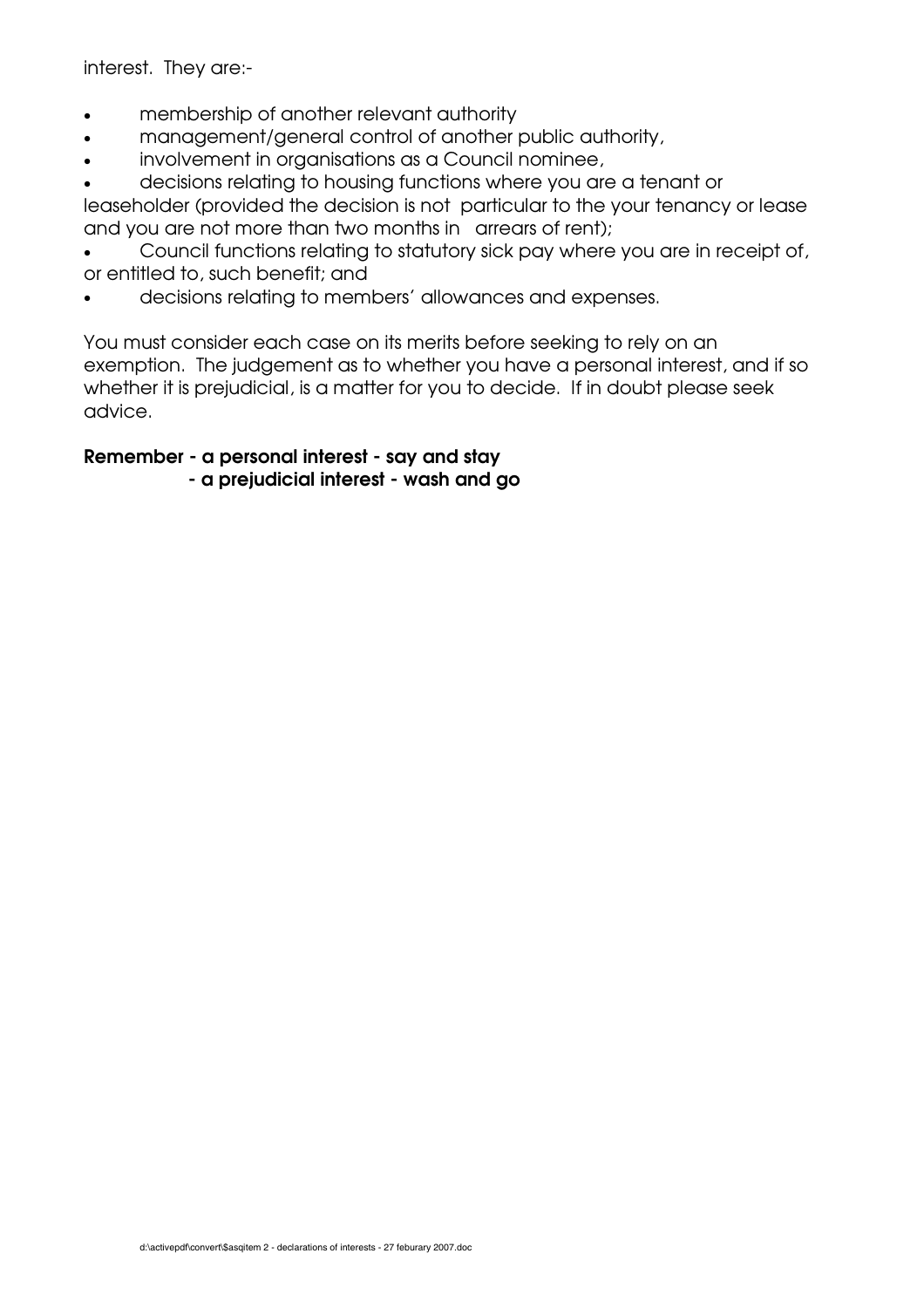interest. They are:-

- membership of another relevant authority
- management/general control of another public authority,
- involvement in organisations as a Council nominee,
- decisions relating to housing functions where you are a tenant or leaseholder (provided the decision is not particular to the your tenancy or lease and you are not more than two months in arrears of rent);
- Council functions relating to statutory sick pay where you are in receipt of, or entitled to, such benefit; and
- decisions relating to members' allowances and expenses.

You must consider each case on its merits before seeking to rely on an exemption. The judgement as to whether you have a personal interest, and if so whether it is prejudicial, is a matter for you to decide. If in doubt please seek advice.

**Remember - a personal interest - say and stay**
**- a prejudicial interest - wash and go**

d:\activepdf\convert\$asqitem 2 - declarations of interests - 27 feburary 2007.doc